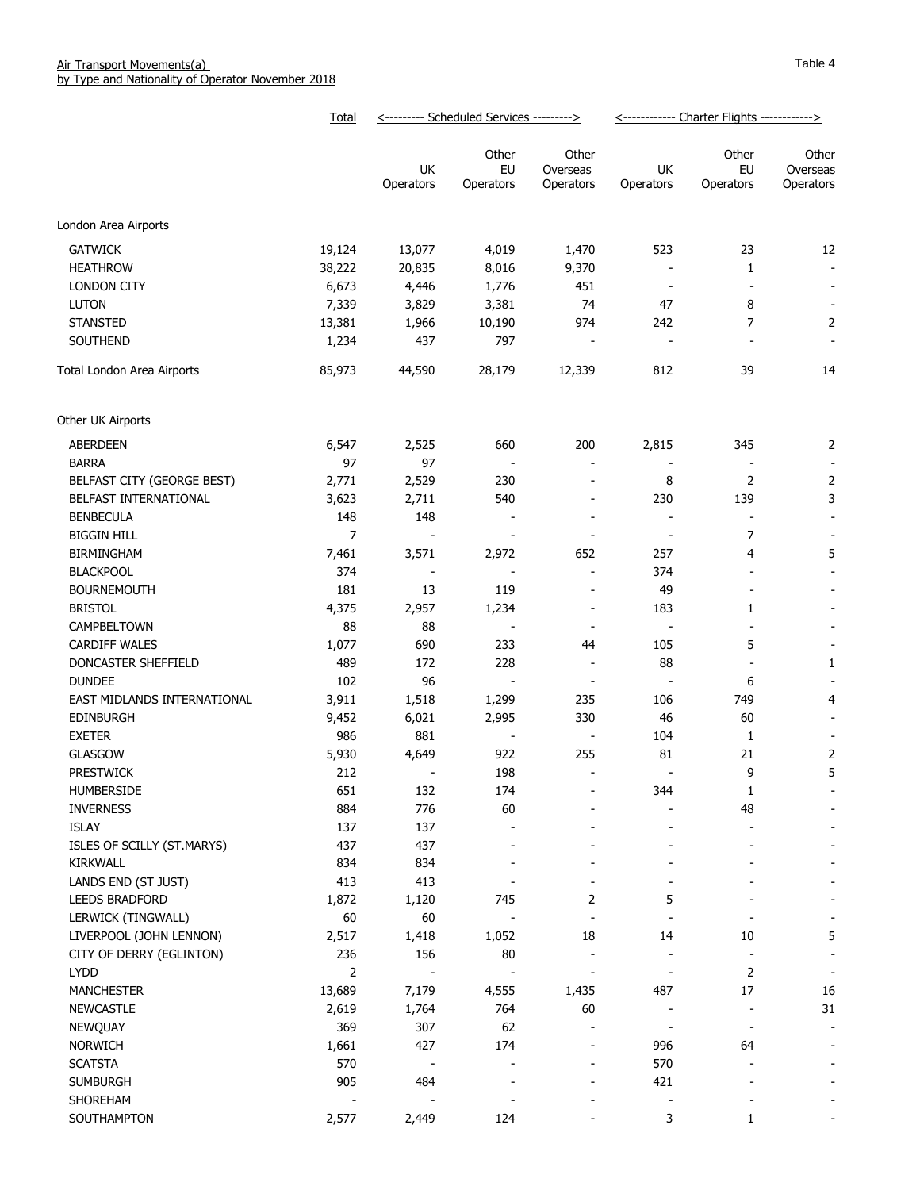Air Transport Movements(a)
by Type and Nationality of Operator November 2018

Table 4

| | Total | Scheduled Services | | | Charter Flights | | |
|---|---|---|---|---|---|---|---|
| | | UK Operators | Other EU Operators | Other Overseas Operators | UK Operators | Other EU Operators | Other Overseas Operators |
| **London Area Airports** | | | | | | | |
| GATWICK | 19,124 | 13,077 | 4,019 | 1,470 | 523 | 23 | 12 |
| HEATHROW | 38,222 | 20,835 | 8,016 | 9,370 | - | 1 | - |
| LONDON CITY | 6,673 | 4,446 | 1,776 | 451 | - | - | - |
| LUTON | 7,339 | 3,829 | 3,381 | 74 | 47 | 8 | - |
| STANSTED | 13,381 | 1,966 | 10,190 | 974 | 242 | 7 | 2 |
| SOUTHEND | 1,234 | 437 | 797 | - | - | - | - |
| Total London Area Airports | 85,973 | 44,590 | 28,179 | 12,339 | 812 | 39 | 14 |
| **Other UK Airports** | | | | | | | |
| ABERDEEN | 6,547 | 2,525 | 660 | 200 | 2,815 | 345 | 2 |
| BARRA | 97 | 97 | - | - | - | - | - |
| BELFAST CITY (GEORGE BEST) | 2,771 | 2,529 | 230 | - | 8 | 2 | 2 |
| BELFAST INTERNATIONAL | 3,623 | 2,711 | 540 | - | 230 | 139 | 3 |
| BENBECULA | 148 | 148 | - | - | - | - | - |
| BIGGIN HILL | 7 | - | - | - | - | 7 | - |
| BIRMINGHAM | 7,461 | 3,571 | 2,972 | 652 | 257 | 4 | 5 |
| BLACKPOOL | 374 | - | - | - | 374 | - | - |
| BOURNEMOUTH | 181 | 13 | 119 | - | 49 | - | - |
| BRISTOL | 4,375 | 2,957 | 1,234 | - | 183 | 1 | - |
| CAMPBELTOWN | 88 | 88 | - | - | - | - | - |
| CARDIFF WALES | 1,077 | 690 | 233 | 44 | 105 | 5 | - |
| DONCASTER SHEFFIELD | 489 | 172 | 228 | - | 88 | - | 1 |
| DUNDEE | 102 | 96 | - | - | - | 6 | - |
| EAST MIDLANDS INTERNATIONAL | 3,911 | 1,518 | 1,299 | 235 | 106 | 749 | 4 |
| EDINBURGH | 9,452 | 6,021 | 2,995 | 330 | 46 | 60 | - |
| EXETER | 986 | 881 | - | - | 104 | 1 | - |
| GLASGOW | 5,930 | 4,649 | 922 | 255 | 81 | 21 | 2 |
| PRESTWICK | 212 | - | 198 | - | - | 9 | 5 |
| HUMBERSIDE | 651 | 132 | 174 | - | 344 | 1 | - |
| INVERNESS | 884 | 776 | 60 | - | - | 48 | - |
| ISLAY | 137 | 137 | - | - | - | - | - |
| ISLES OF SCILLY (ST.MARYS) | 437 | 437 | - | - | - | - | - |
| KIRKWALL | 834 | 834 | - | - | - | - | - |
| LANDS END (ST JUST) | 413 | 413 | - | - | - | - | - |
| LEEDS BRADFORD | 1,872 | 1,120 | 745 | 2 | 5 | - | - |
| LERWICK (TINGWALL) | 60 | 60 | - | - | - | - | - |
| LIVERPOOL (JOHN LENNON) | 2,517 | 1,418 | 1,052 | 18 | 14 | 10 | 5 |
| CITY OF DERRY (EGLINTON) | 236 | 156 | 80 | - | - | - | - |
| LYDD | 2 | - | - | - | - | 2 | - |
| MANCHESTER | 13,689 | 7,179 | 4,555 | 1,435 | 487 | 17 | 16 |
| NEWCASTLE | 2,619 | 1,764 | 764 | 60 | - | - | 31 |
| NEWQUAY | 369 | 307 | 62 | - | - | - | - |
| NORWICH | 1,661 | 427 | 174 | - | 996 | 64 | - |
| SCATSTA | 570 | - | - | - | 570 | - | - |
| SUMBURGH | 905 | 484 | - | - | 421 | - | - |
| SHOREHAM | - | - | - | - | - | - | - |
| SOUTHAMPTON | 2,577 | 2,449 | 124 | - | 3 | 1 | - |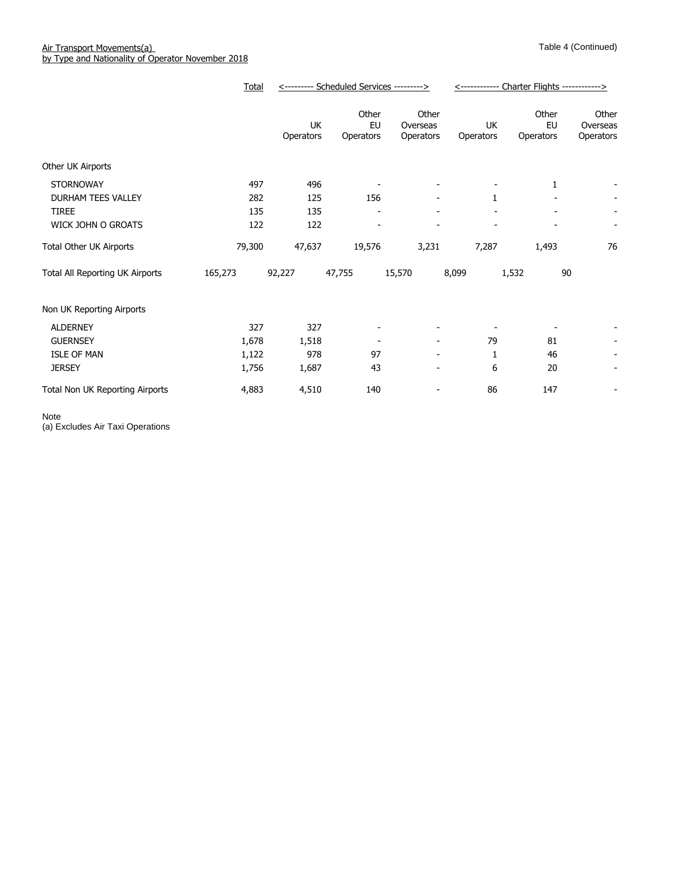Air Transport Movements(a)
by Type and Nationality of Operator November 2018

Table 4 (Continued)

| | Total | Scheduled Services | | | Charter Flights | | |
|---|---|---|---|---|---|---|---|
| | | UK Operators | Other EU Operators | Other Overseas Operators | UK Operators | Other EU Operators | Other Overseas Operators |
| Other UK Airports | | | | | | | |
| STORNOWAY | 497 | 496 | - | - | - | 1 | - |
| DURHAM TEES VALLEY | 282 | 125 | 156 | - | 1 | - | - |
| TIREE | 135 | 135 | - | - | - | - | - |
| WICK JOHN O GROATS | 122 | 122 | - | - | - | - | - |
| Total Other UK Airports | 79,300 | 47,637 | 19,576 | 3,231 | 7,287 | 1,493 | 76 |
| Total All Reporting UK Airports | 165,273 | 92,227 | 47,755 | 15,570 | 8,099 | 1,532 | 90 |
| Non UK Reporting Airports | | | | | | | |
| ALDERNEY | 327 | 327 | - | - | - | - | - |
| GUERNSEY | 1,678 | 1,518 | - | - | 79 | 81 | - |
| ISLE OF MAN | 1,122 | 978 | 97 | - | 1 | 46 | - |
| JERSEY | 1,756 | 1,687 | 43 | - | 6 | 20 | - |
| Total Non UK Reporting Airports | 4,883 | 4,510 | 140 | - | 86 | 147 | - |

Note
(a) Excludes Air Taxi Operations